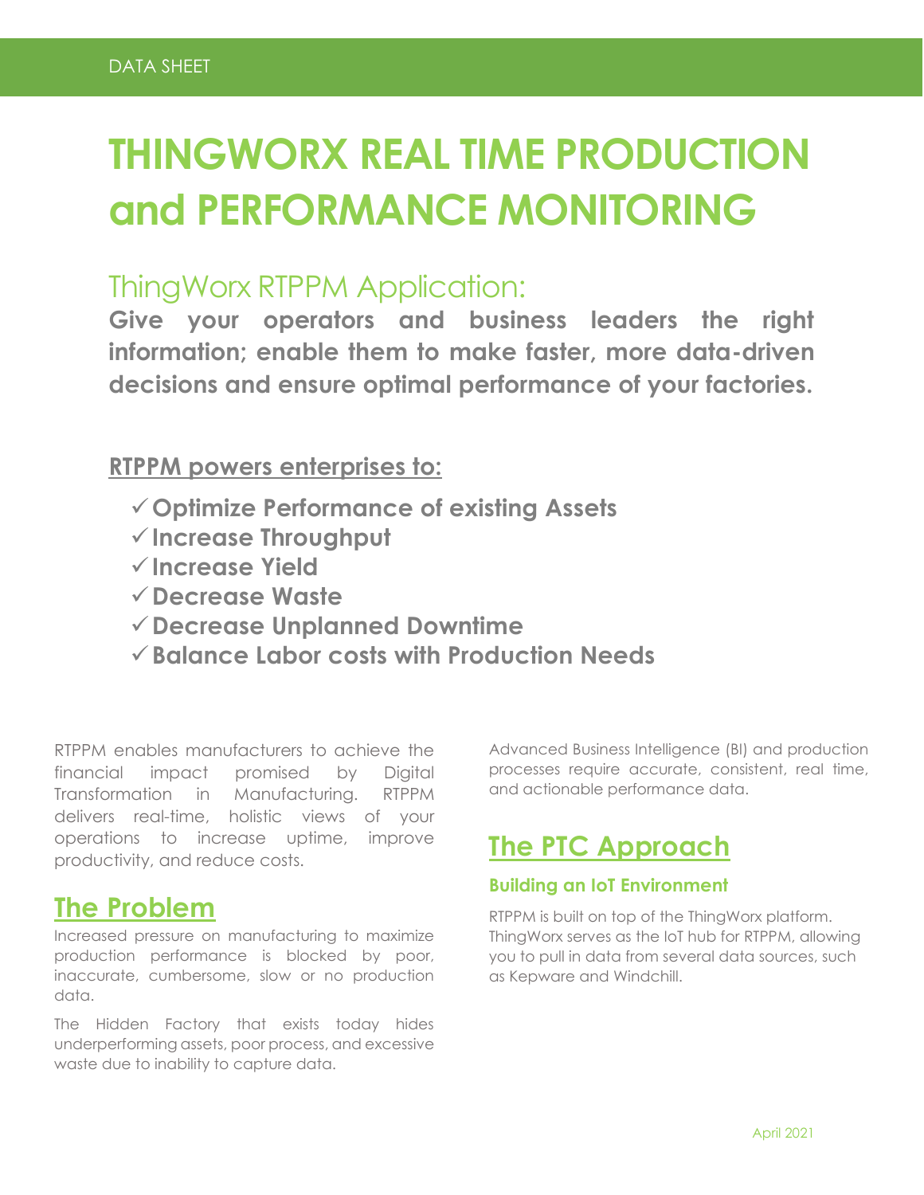DATA SHEET

# THINGWORX REAL TIME PRODUCTION and PERFORMANCE MONITORING

## ThingWorx RTPPM Application:

**Give your operators and business leaders the right information; enable them to make faster, more data-driven decisions and ensure optimal performance of your factories.**

**RTPPM powers enterprises to:**

- ✓ **Optimize Performance of existing Assets**
- ✓ **Increase Throughput**
- ✓ **Increase Yield**
- ✓ **Decrease Waste**
- ✓ **Decrease Unplanned Downtime**
- ✓ **Balance Labor costs with Production Needs**

RTPPM enables manufacturers to achieve the financial impact promised by Digital Transformation in Manufacturing. RTPPM delivers real-time, holistic views of your operations to increase uptime, improve productivity, and reduce costs.

## The Problem

Increased pressure on manufacturing to maximize production performance is blocked by poor, inaccurate, cumbersome, slow or no production data.

The Hidden Factory that exists today hides underperforming assets, poor process, and excessive waste due to inability to capture data.

Advanced Business Intelligence (BI) and production processes require accurate, consistent, real time, and actionable performance data.

## The PTC Approach

### Building an IoT Environment

RTPPM is built on top of the ThingWorx platform. ThingWorx serves as the IoT hub for RTPPM, allowing you to pull in data from several data sources, such as Kepware and Windchill.

April 2021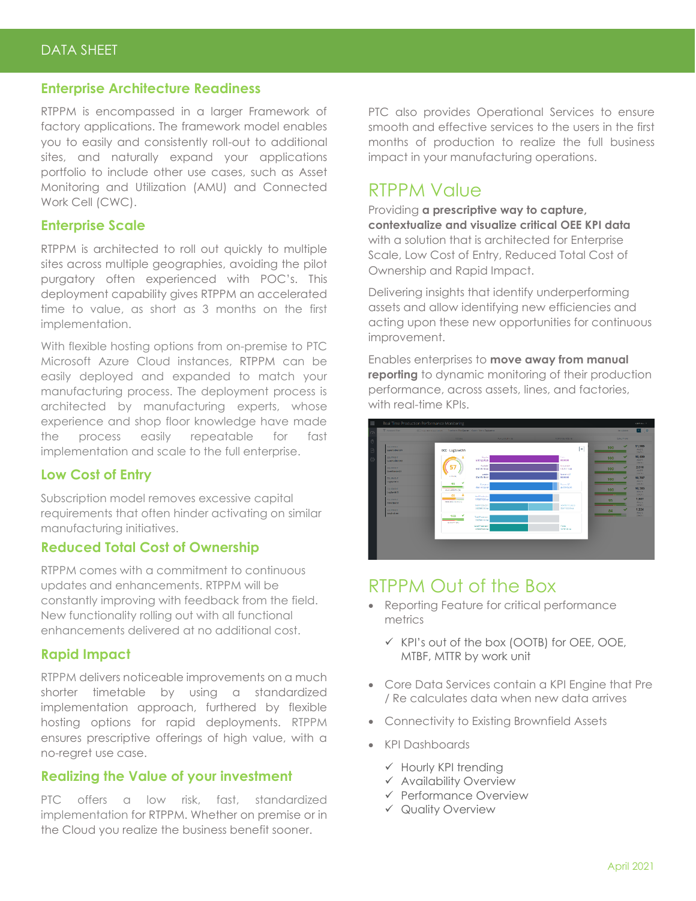## Enterprise Architecture Readiness

RTPPM is encompassed in a larger Framework of factory applications. The framework model enables you to easily and consistently roll-out to additional sites, and naturally expand your applications portfolio to include other use cases, such as Asset Monitoring and Utilization (AMU) and Connected Work Cell (CWC).

## Enterprise Scale

RTPPM is architected to roll out quickly to multiple sites across multiple geographies, avoiding the pilot purgatory often experienced with POC's. This deployment capability gives RTPPM an accelerated time to value, as short as 3 months on the first implementation.

With flexible hosting options from on-premise to PTC Microsoft Azure Cloud instances, RTPPM can be easily deployed and expanded to match your manufacturing process. The deployment process is architected by manufacturing experts, whose experience and shop floor knowledge have made the process easily repeatable for fast implementation and scale to the full enterprise.

## Low Cost of Entry

Subscription model removes excessive capital requirements that often hinder activating on similar manufacturing initiatives.

## Reduced Total Cost of Ownership

RTPPM comes with a commitment to continuous updates and enhancements. RTPPM will be constantly improving with feedback from the field. New functionality rolling out with all functional enhancements delivered at no additional cost.

## Rapid Impact

RTPPM delivers noticeable improvements on a much shorter timetable by using a standardized implementation approach, furthered by flexible hosting options for rapid deployments. RTPPM ensures prescriptive offerings of high value, with a no-regret use case.

## Realizing the Value of your investment

PTC offers a low risk, fast, standardized implementation for RTPPM. Whether on premise or in the Cloud you realize the business benefit sooner.

PTC also provides Operational Services to ensure smooth and effective services to the users in the first months of production to realize the full business impact in your manufacturing operations.

# RTPPM Value

Providing **a prescriptive way to capture, contextualize and visualize critical OEE KPI data** with a solution that is architected for Enterprise Scale, Low Cost of Entry, Reduced Total Cost of Ownership and Rapid Impact.

Delivering insights that identify underperforming assets and allow identifying new efficiencies and acting upon these new opportunities for continuous improvement.

Enables enterprises to **move away from manual reporting** to dynamic monitoring of their production performance, across assets, lines, and factories, with real-time KPIs.

# RTPPM Out of the Box

- Reporting Feature for critical performance metrics
  - ✓ KPI's out of the box (OOTB) for OEE, OOE, MTBF, MTTR by work unit
- Core Data Services contain a KPI Engine that Pre / Re calculates data when new data arrives
- Connectivity to Existing Brownfield Assets
- KPI Dashboards
  - ✓ Hourly KPI trending
  - ✓ Availability Overview
  - ✓ Performance Overview
  - ✓ Quality Overview

April 2021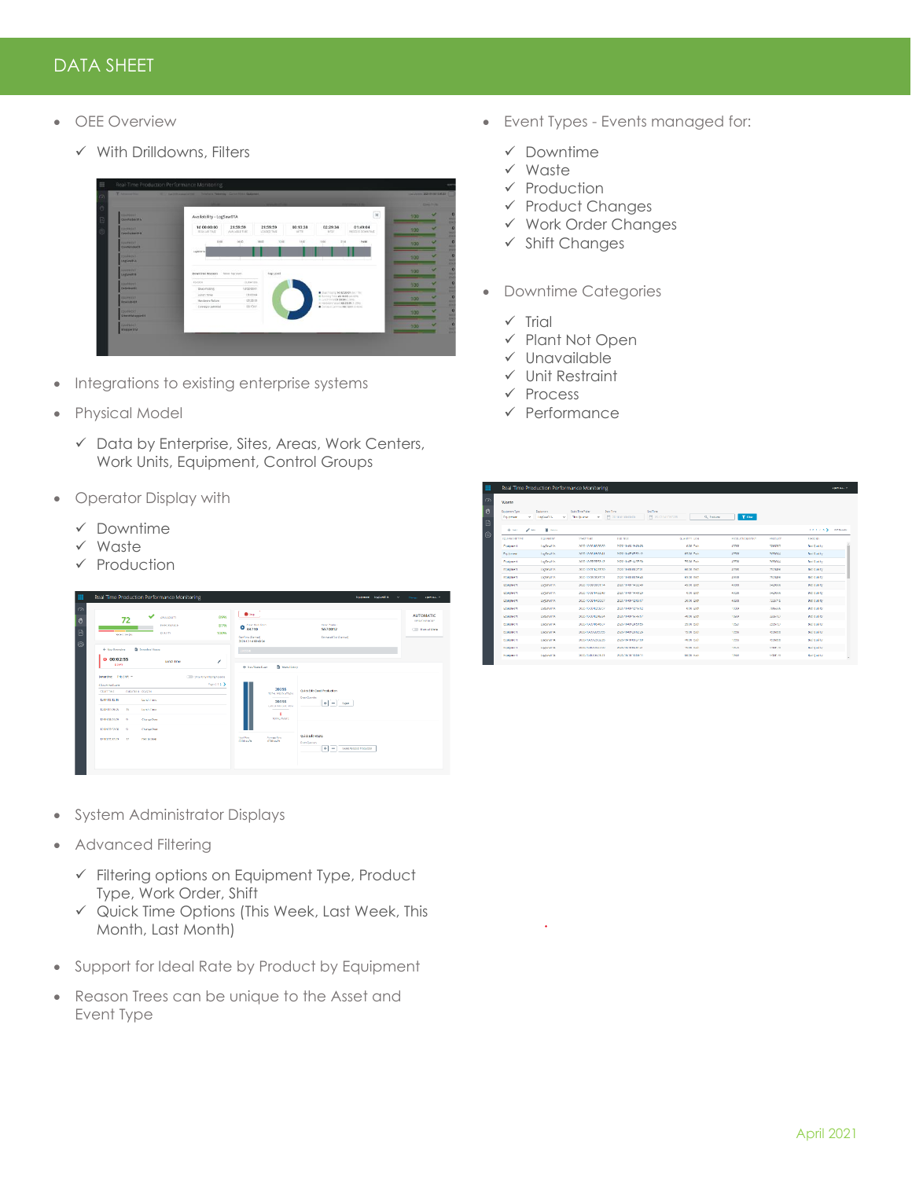- OEE Overview
  - ✓ With Drilldowns, Filters
- Integrations to existing enterprise systems
- Physical Model
  - ✓ Data by Enterprise, Sites, Areas, Work Centers, Work Units, Equipment, Control Groups
- Operator Display with
  - ✓ Downtime
  - ✓ Waste
  - ✓ Production
- System Administrator Displays
- Advanced Filtering
  - ✓ Filtering options on Equipment Type, Product Type, Work Order, Shift
  - ✓ Quick Time Options (This Week, Last Week, This Month, Last Month)
- Support for Ideal Rate by Product by Equipment
- Reason Trees can be unique to the Asset and Event Type

- Event Types - Events managed for:
  - ✓ Downtime
  - ✓ Waste
  - ✓ Production
  - ✓ Product Changes
  - ✓ Work Order Changes
  - ✓ Shift Changes
- Downtime Categories
  - ✓ Trial
  - ✓ Plant Not Open
  - ✓ Unavailable
  - ✓ Unit Restraint
  - ✓ Process
  - ✓ Performance

April 2021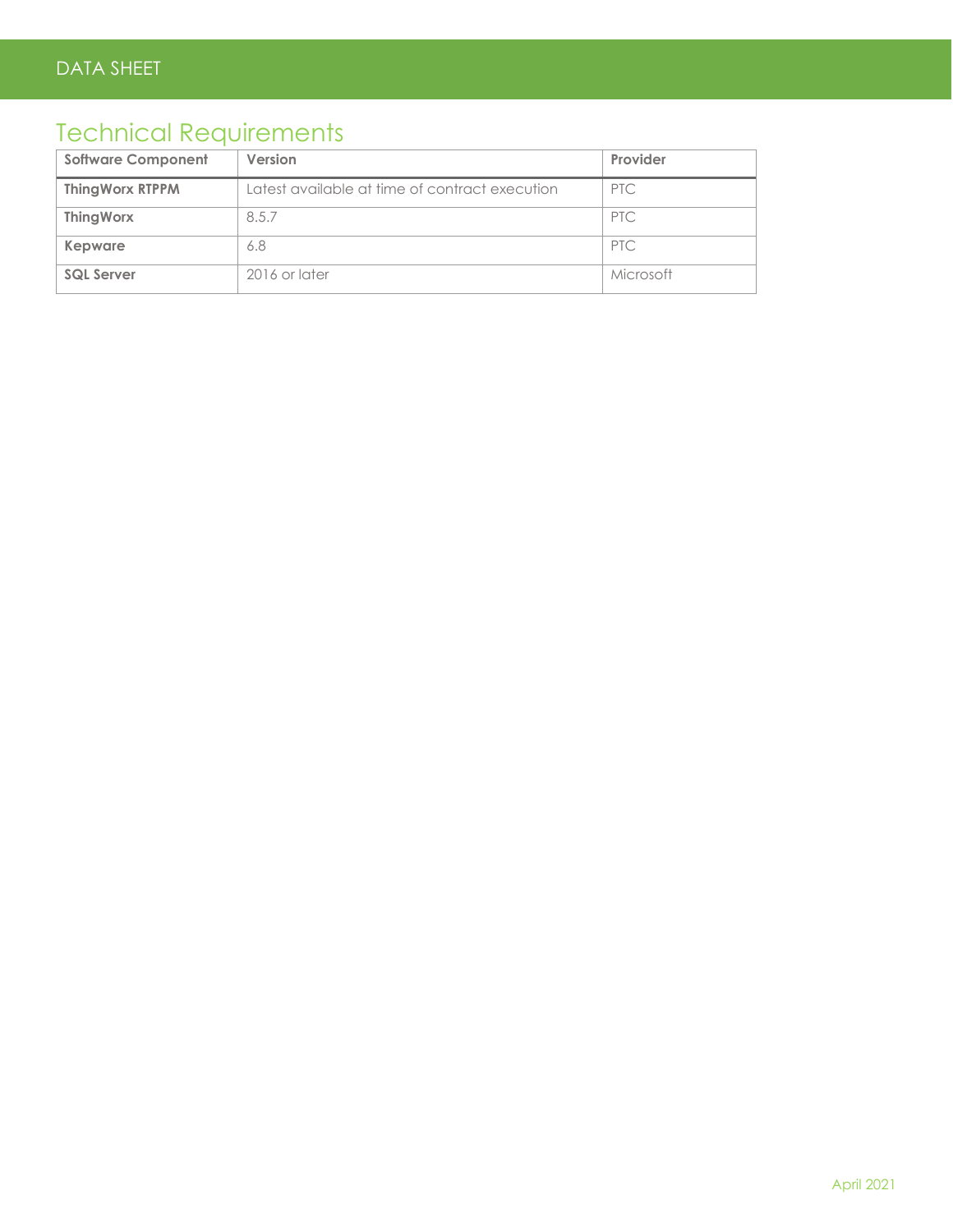## Technical Requirements

| Software Component | Version | Provider |
|---|---|---|
| **ThingWorx RTPPM** | Latest available at time of contract execution | PTC |
| **ThingWorx** | 8.5.7 | PTC |
| **Kepware** | 6.8 | PTC |
| **SQL Server** | 2016 or later | Microsoft |